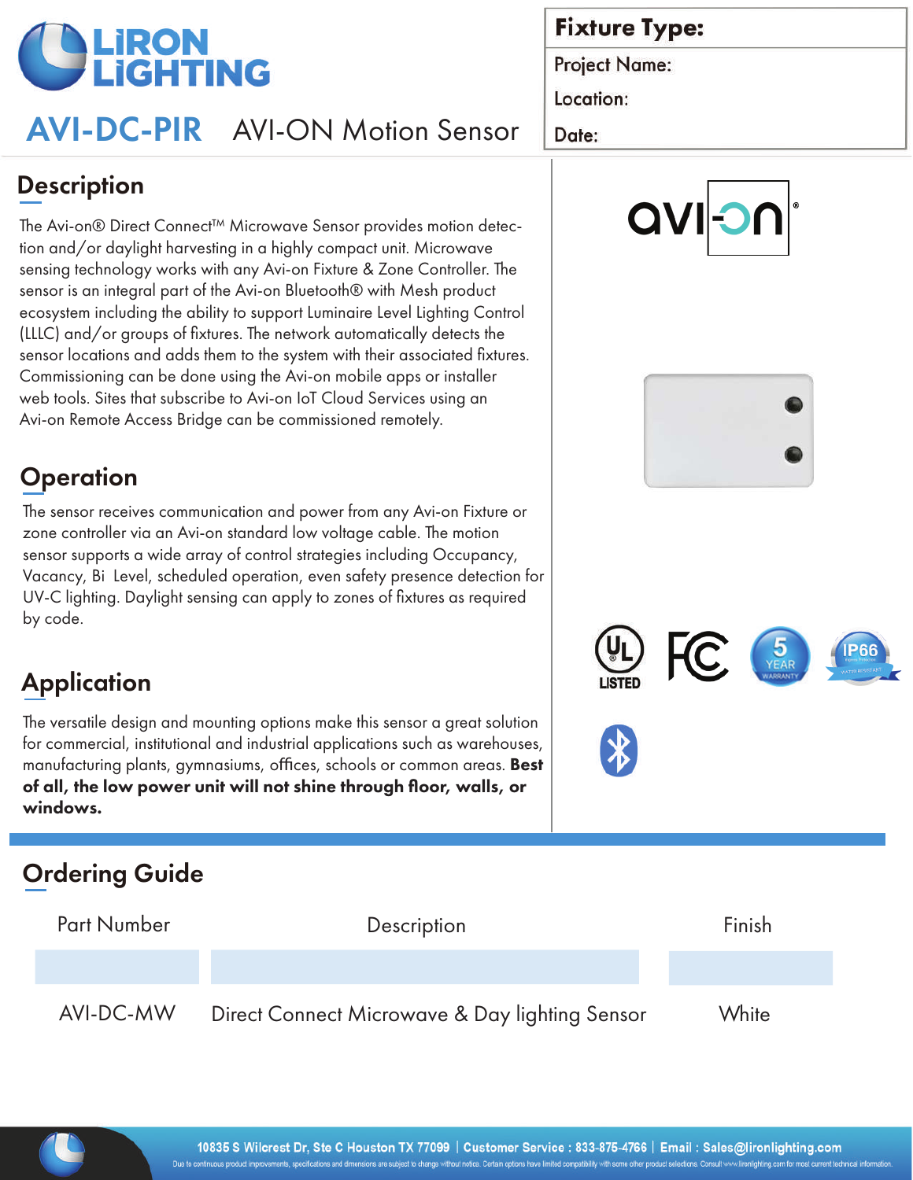# LiRON LiGHTING

## AVI-DC-PIR AVI-ON Motion Sensor

| Fixture Type: |
|---|
| Project Name: |
| Location: |
| Date: |

## Description

The Avi-on® Direct Connect™ Microwave Sensor provides motion detection and/or daylight harvesting in a highly compact unit. Microwave sensing technology works with any Avi-on Fixture & Zone Controller. The sensor is an integral part of the Avi-on Bluetooth® with Mesh product ecosystem including the ability to support Luminaire Level Lighting Control (LLLC) and/or groups of fixtures. The network automatically detects the sensor locations and adds them to the system with their associated fixtures. Commissioning can be done using the Avi-on mobile apps or installer web tools. Sites that subscribe to Avi-on IoT Cloud Services using an Avi-on Remote Access Bridge can be commissioned remotely.

## Operation

The sensor receives communication and power from any Avi-on Fixture or zone controller via an Avi-on standard low voltage cable. The motion sensor supports a wide array of control strategies including Occupancy, Vacancy, Bi Level, scheduled operation, even safety presence detection for UV-C lighting. Daylight sensing can apply to zones of fixtures as required by code.

## Application

The versatile design and mounting options make this sensor a great solution for commercial, institutional and industrial applications such as warehouses, manufacturing plants, gymnasiums, offices, schools or common areas. **Best of all, the low power unit will not shine through floor, walls, or windows.**

UL LISTED | FC | 5 YEAR WARRANTY | IP66 WATER RESISTANT

## Ordering Guide

| Part Number | Description | Finish |
|---|---|---|
| AVI-DC-MW | Direct Connect Microwave & Day lighting Sensor | White |

10835 S Wilcrest Dr, Ste C Houston TX 77099 | Customer Service : 833-875-4766 | Email : Sales@lironlighting.com

Due to continuous product improvements, specifications and dimensions are subject to change without notice. Certain options have limited compatibility with some other product selections. Consult www.lironlighting.com for most current technical information.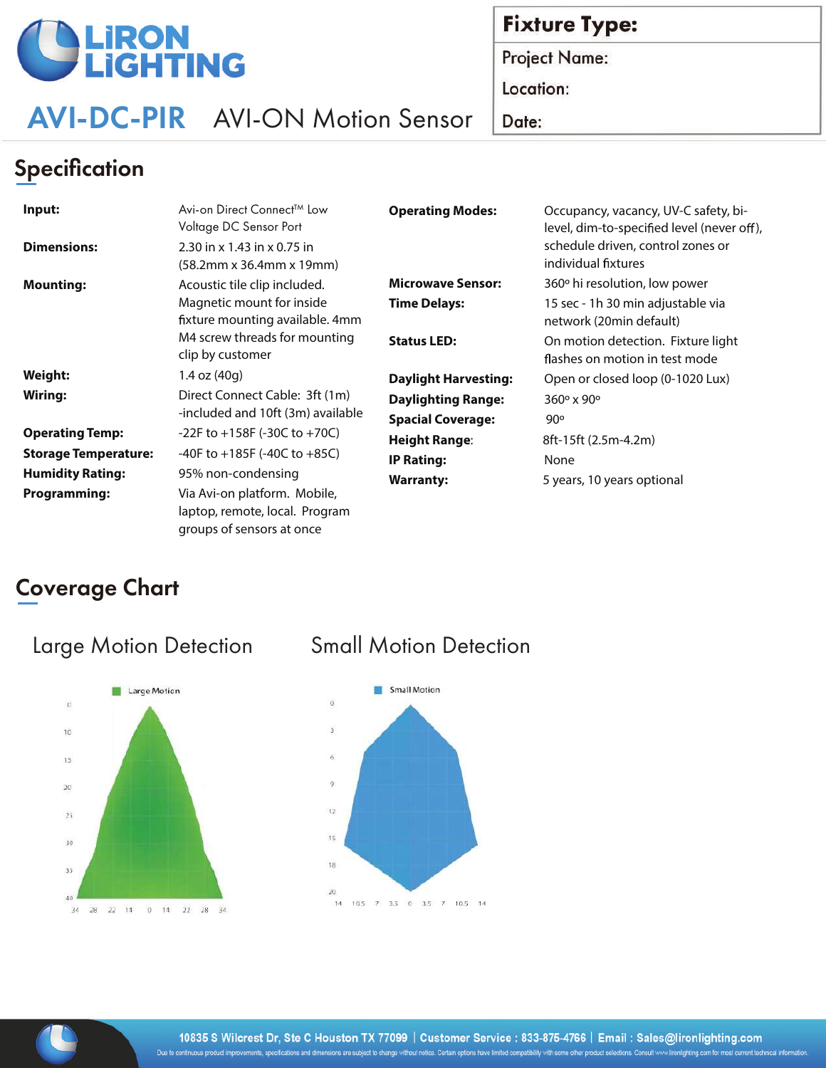# LIRON LIGHTING

**Fixture Type:**

Project Name:

Location:

Date:

# AVI-DC-PIR AVI-ON Motion Sensor

## Specification

| | |
|---|---|
| **Input:** | Avi-on Direct Connect™ Low Voltage DC Sensor Port |
| **Dimensions:** | 2.30 in x 1.43 in x 0.75 in (58.2mm x 36.4mm x 19mm) |
| **Mounting:** | Acoustic tile clip included. Magnetic mount for inside fixture mounting available. 4mm M4 screw threads for mounting clip by customer |
| **Weight:** | 1.4 oz (40g) |
| **Wiring:** | Direct Connect Cable: 3ft (1m) -included and 10ft (3m) available |
| **Operating Temp:** | -22F to +158F (-30C to +70C) |
| **Storage Temperature:** | -40F to +185F (-40C to +85C) |
| **Humidity Rating:** | 95% non-condensing |
| **Programming:** | Via Avi-on platform. Mobile, laptop, remote, local. Program groups of sensors at once |
| **Operating Modes:** | Occupancy, vacancy, UV-C safety, bi-level, dim-to-specified level (never off), schedule driven, control zones or individual fixtures |
| **Microwave Sensor:** | 360º hi resolution, low power |
| **Time Delays:** | 15 sec - 1h 30 min adjustable via network (20min default) |
| **Status LED:** | On motion detection. Fixture light flashes on motion in test mode |
| **Daylight Harvesting:** | Open or closed loop (0-1020 Lux) |
| **Daylighting Range:** | 360º x 90º |
| **Spacial Coverage:** | 90º |
| **Height Range:** | 8ft-15ft (2.5m-4.2m) |
| **IP Rating:** | None |
| **Warranty:** | 5 years, 10 years optional |

## Coverage Chart

### Large Motion Detection

Large Motion

0
10
15
20
25
30
35
40

34 28 22 14 0 14 22 28 34

### Small Motion Detection

Small Motion

0
3
6
9
12
15
18
20

14 10.5 7 3.5 0 3.5 7 10.5 14

10835 S Wilcrest Dr, Ste C Houston TX 77099 | Customer Service : 833-875-4766 | Email : Sales@lironlighting.com

Due to continuous product improvements, specifications and dimensions are subject to change without notice. Certain options have limited compatibility with some other product selections. Consult www.lironlighting.com for most current technical information.